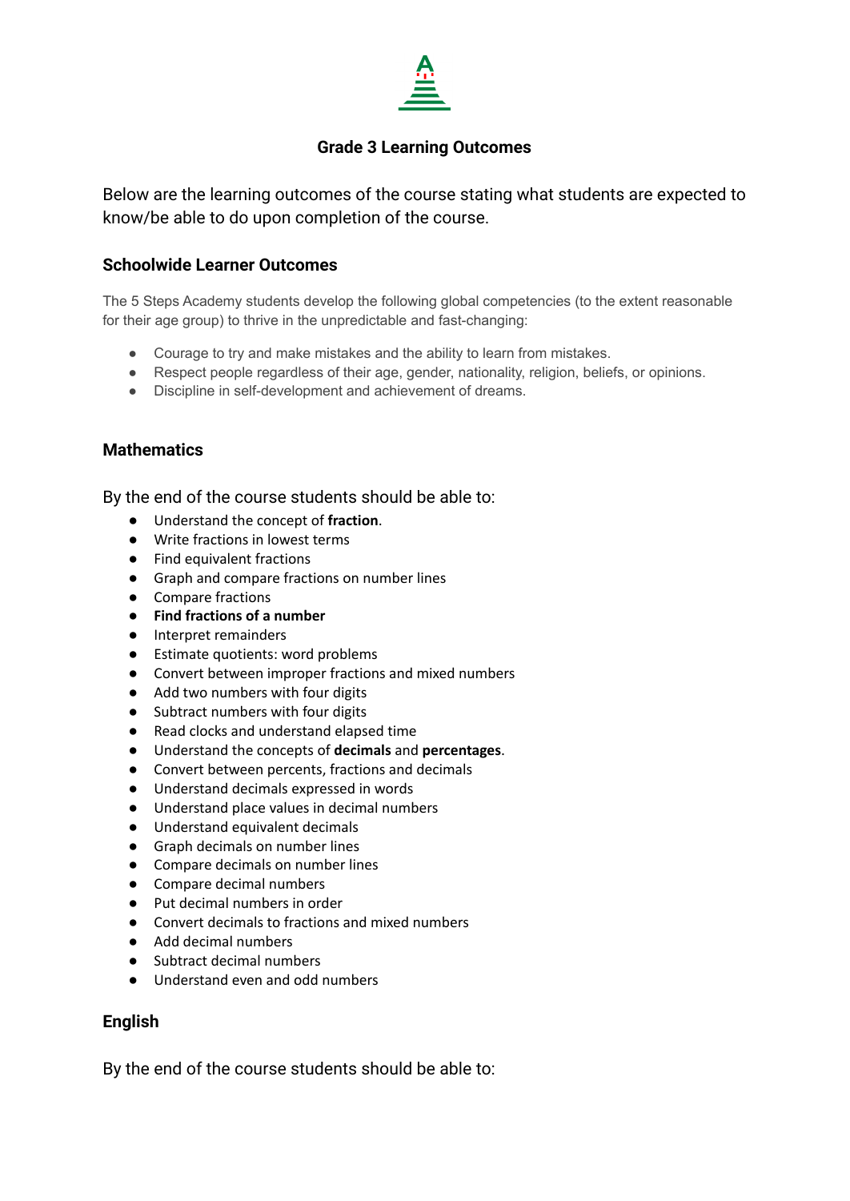# Grade 3 Learning Outcomes

Below are the learning outcomes of the course stating what students are expected to know/be able to do upon completion of the course.

## Schoolwide Learner Outcomes

The 5 Steps Academy students develop the following global competencies (to the extent reasonable for their age group) to thrive in the unpredictable and fast-changing:

- Courage to try and make mistakes and the ability to learn from mistakes.
- Respect people regardless of their age, gender, nationality, religion, beliefs, or opinions.
- Discipline in self-development and achievement of dreams.

## Mathematics

By the end of the course students should be able to:

- Understand the concept of **fraction**.
- Write fractions in lowest terms
- Find equivalent fractions
- Graph and compare fractions on number lines
- Compare fractions
- **Find fractions of a number**
- Interpret remainders
- Estimate quotients: word problems
- Convert between improper fractions and mixed numbers
- Add two numbers with four digits
- Subtract numbers with four digits
- Read clocks and understand elapsed time
- Understand the concepts of **decimals** and **percentages**.
- Convert between percents, fractions and decimals
- Understand decimals expressed in words
- Understand place values in decimal numbers
- Understand equivalent decimals
- Graph decimals on number lines
- Compare decimals on number lines
- Compare decimal numbers
- Put decimal numbers in order
- Convert decimals to fractions and mixed numbers
- Add decimal numbers
- Subtract decimal numbers
- Understand even and odd numbers

## English

By the end of the course students should be able to: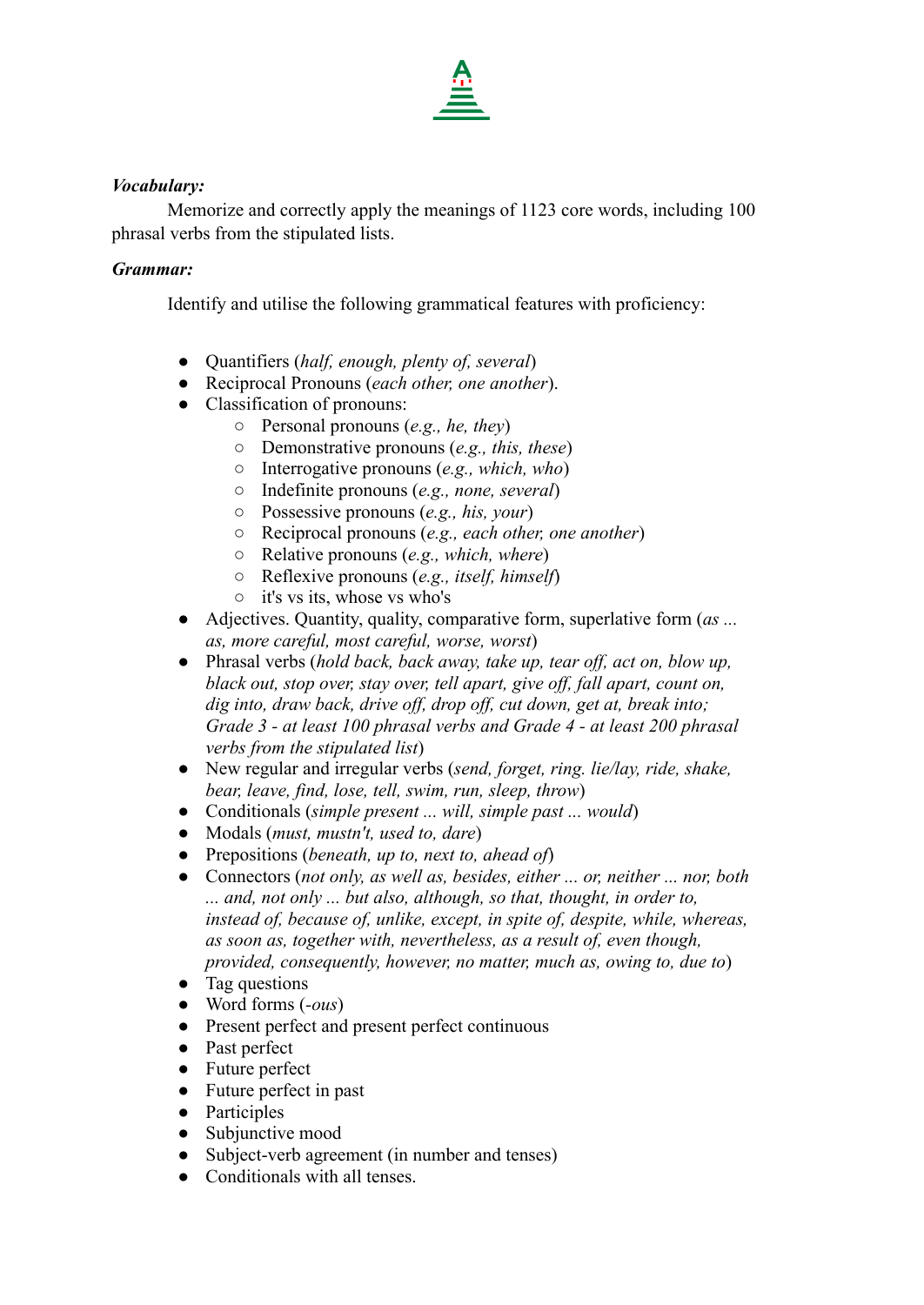***Vocabulary:***

Memorize and correctly apply the meanings of 1123 core words, including 100 phrasal verbs from the stipulated lists.

***Grammar:***

Identify and utilise the following grammatical features with proficiency:

- Quantifiers (*half, enough, plenty of, several*)
- Reciprocal Pronouns (*each other, one another*).
- Classification of pronouns:
    - Personal pronouns (*e.g., he, they*)
    - Demonstrative pronouns (*e.g., this, these*)
    - Interrogative pronouns (*e.g., which, who*)
    - Indefinite pronouns (*e.g., none, several*)
    - Possessive pronouns (*e.g., his, your*)
    - Reciprocal pronouns (*e.g., each other, one another*)
    - Relative pronouns (*e.g., which, where*)
    - Reflexive pronouns (*e.g., itself, himself*)
    - it's vs its, whose vs who's
- Adjectives. Quantity, quality, comparative form, superlative form (*as ... as, more careful, most careful, worse, worst*)
- Phrasal verbs (*hold back, back away, take up, tear off, act on, blow up, black out, stop over, stay over, tell apart, give off, fall apart, count on, dig into, draw back, drive off, drop off, cut down, get at, break into; Grade 3 - at least 100 phrasal verbs and Grade 4 - at least 200 phrasal verbs from the stipulated list*)
- New regular and irregular verbs (*send, forget, ring. lie/lay, ride, shake, bear, leave, find, lose, tell, swim, run, sleep, throw*)
- Conditionals (*simple present ... will, simple past ... would*)
- Modals (*must, mustn't, used to, dare*)
- Prepositions (*beneath, up to, next to, ahead of*)
- Connectors (*not only, as well as, besides, either ... or, neither ... nor, both ... and, not only ... but also, although, so that, thought, in order to, instead of, because of, unlike, except, in spite of, despite, while, whereas, as soon as, together with, nevertheless, as a result of, even though, provided, consequently, however, no matter, much as, owing to, due to*)
- Tag questions
- Word forms (*-ous*)
- Present perfect and present perfect continuous
- Past perfect
- Future perfect
- Future perfect in past
- Participles
- Subjunctive mood
- Subject-verb agreement (in number and tenses)
- Conditionals with all tenses.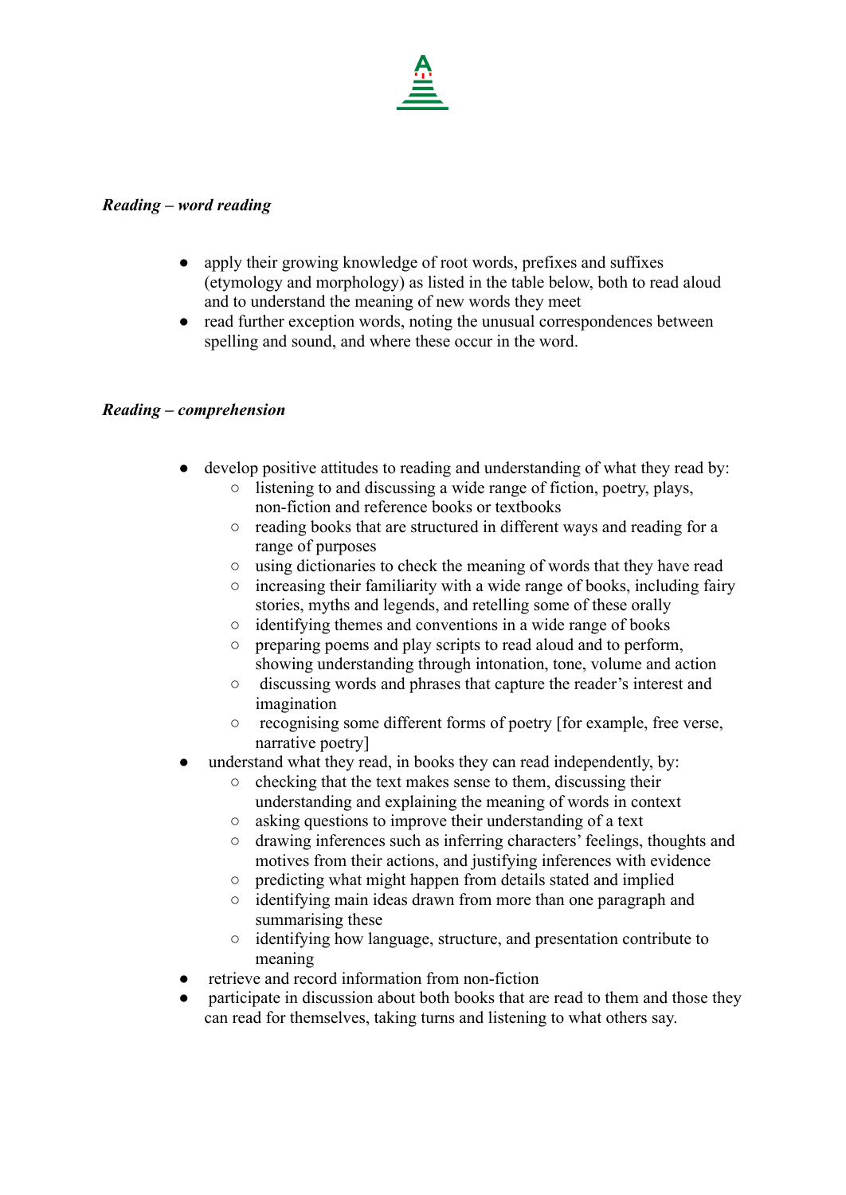*Reading – word reading*

- apply their growing knowledge of root words, prefixes and suffixes (etymology and morphology) as listed in the table below, both to read aloud and to understand the meaning of new words they meet
- read further exception words, noting the unusual correspondences between spelling and sound, and where these occur in the word.

*Reading – comprehension*

- develop positive attitudes to reading and understanding of what they read by:
  - listening to and discussing a wide range of fiction, poetry, plays, non-fiction and reference books or textbooks
  - reading books that are structured in different ways and reading for a range of purposes
  - using dictionaries to check the meaning of words that they have read
  - increasing their familiarity with a wide range of books, including fairy stories, myths and legends, and retelling some of these orally
  - identifying themes and conventions in a wide range of books
  - preparing poems and play scripts to read aloud and to perform, showing understanding through intonation, tone, volume and action
  - discussing words and phrases that capture the reader's interest and imagination
  - recognising some different forms of poetry [for example, free verse, narrative poetry]
- understand what they read, in books they can read independently, by:
  - checking that the text makes sense to them, discussing their understanding and explaining the meaning of words in context
  - asking questions to improve their understanding of a text
  - drawing inferences such as inferring characters' feelings, thoughts and motives from their actions, and justifying inferences with evidence
  - predicting what might happen from details stated and implied
  - identifying main ideas drawn from more than one paragraph and summarising these
  - identifying how language, structure, and presentation contribute to meaning
- retrieve and record information from non-fiction
- participate in discussion about both books that are read to them and those they can read for themselves, taking turns and listening to what others say.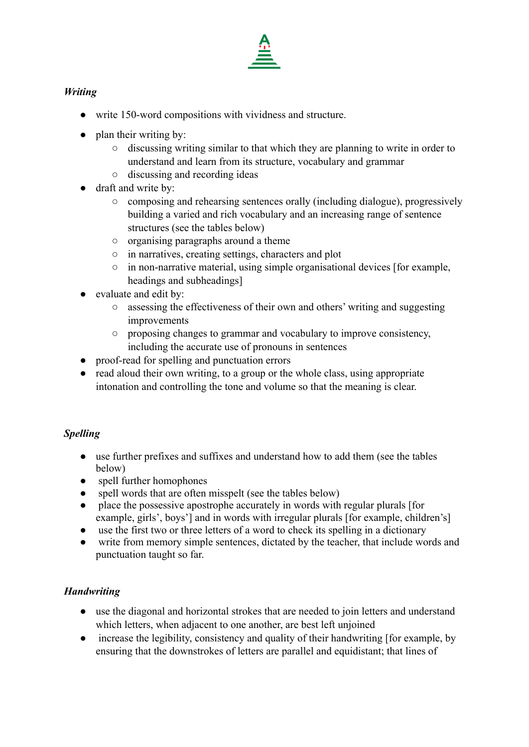***Writing***

- write 150-word compositions with vividness and structure.
- plan their writing by:
  - discussing writing similar to that which they are planning to write in order to understand and learn from its structure, vocabulary and grammar
  - discussing and recording ideas
- draft and write by:
  - composing and rehearsing sentences orally (including dialogue), progressively building a varied and rich vocabulary and an increasing range of sentence structures (see the tables below)
  - organising paragraphs around a theme
  - in narratives, creating settings, characters and plot
  - in non-narrative material, using simple organisational devices [for example, headings and subheadings]
- evaluate and edit by:
  - assessing the effectiveness of their own and others' writing and suggesting improvements
  - proposing changes to grammar and vocabulary to improve consistency, including the accurate use of pronouns in sentences
- proof-read for spelling and punctuation errors
- read aloud their own writing, to a group or the whole class, using appropriate intonation and controlling the tone and volume so that the meaning is clear.

***Spelling***

- use further prefixes and suffixes and understand how to add them (see the tables below)
- spell further homophones
- spell words that are often misspelt (see the tables below)
- place the possessive apostrophe accurately in words with regular plurals [for example, girls', boys'] and in words with irregular plurals [for example, children's]
- use the first two or three letters of a word to check its spelling in a dictionary
- write from memory simple sentences, dictated by the teacher, that include words and punctuation taught so far.

***Handwriting***

- use the diagonal and horizontal strokes that are needed to join letters and understand which letters, when adjacent to one another, are best left unjoined
- increase the legibility, consistency and quality of their handwriting [for example, by ensuring that the downstrokes of letters are parallel and equidistant; that lines of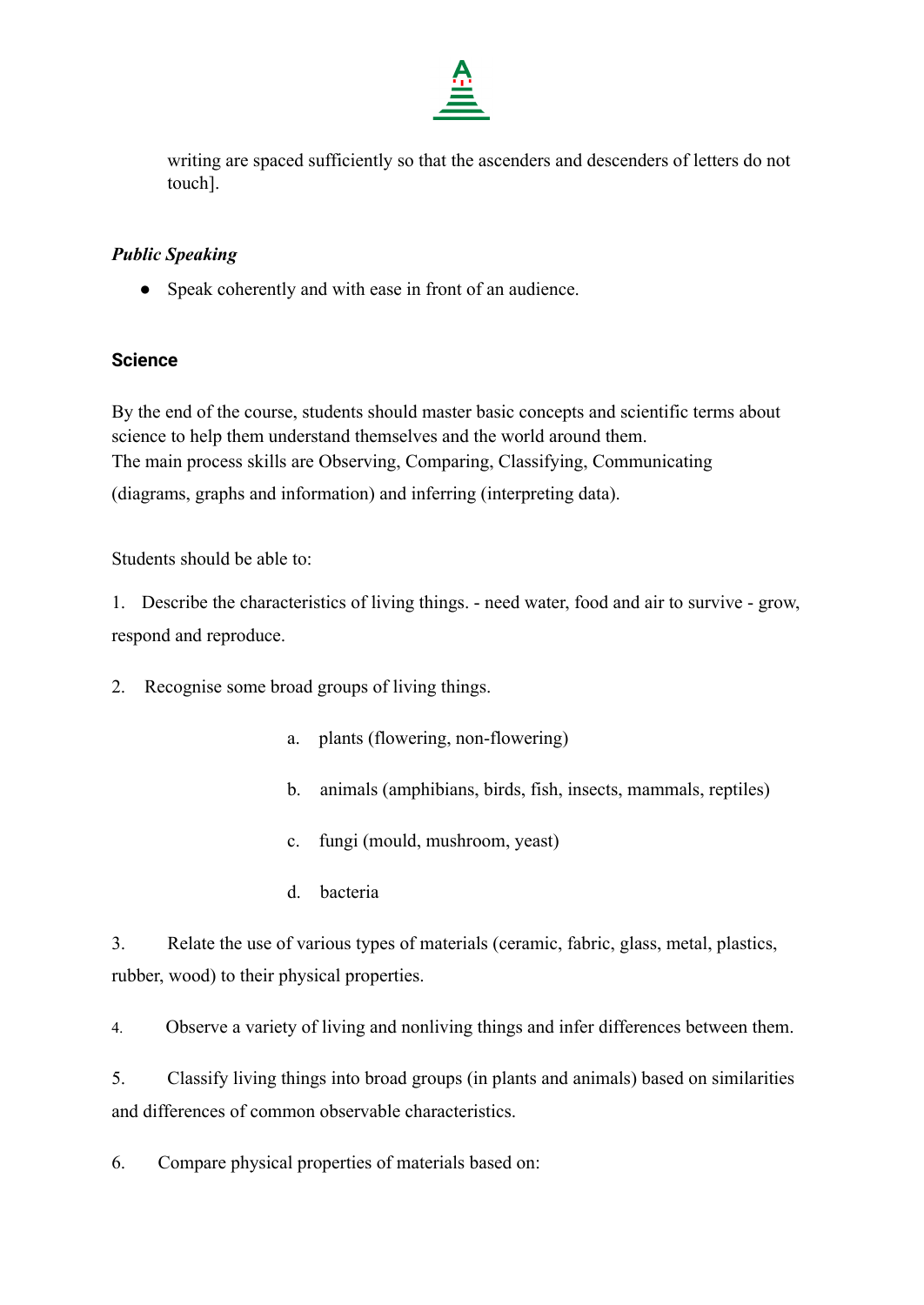writing are spaced sufficiently so that the ascenders and descenders of letters do not touch].

***Public Speaking***

- Speak coherently and with ease in front of an audience.

### Science

By the end of the course, students should master basic concepts and scientific terms about science to help them understand themselves and the world around them.
The main process skills are Observing, Comparing, Classifying, Communicating (diagrams, graphs and information) and inferring (interpreting data).

Students should be able to:

1. Describe the characteristics of living things. - need water, food and air to survive - grow, respond and reproduce.

2. Recognise some broad groups of living things.

    a. plants (flowering, non-flowering)

    b. animals (amphibians, birds, fish, insects, mammals, reptiles)

    c. fungi (mould, mushroom, yeast)

    d. bacteria

3. Relate the use of various types of materials (ceramic, fabric, glass, metal, plastics, rubber, wood) to their physical properties.

4. Observe a variety of living and nonliving things and infer differences between them.

5. Classify living things into broad groups (in plants and animals) based on similarities and differences of common observable characteristics.

6. Compare physical properties of materials based on: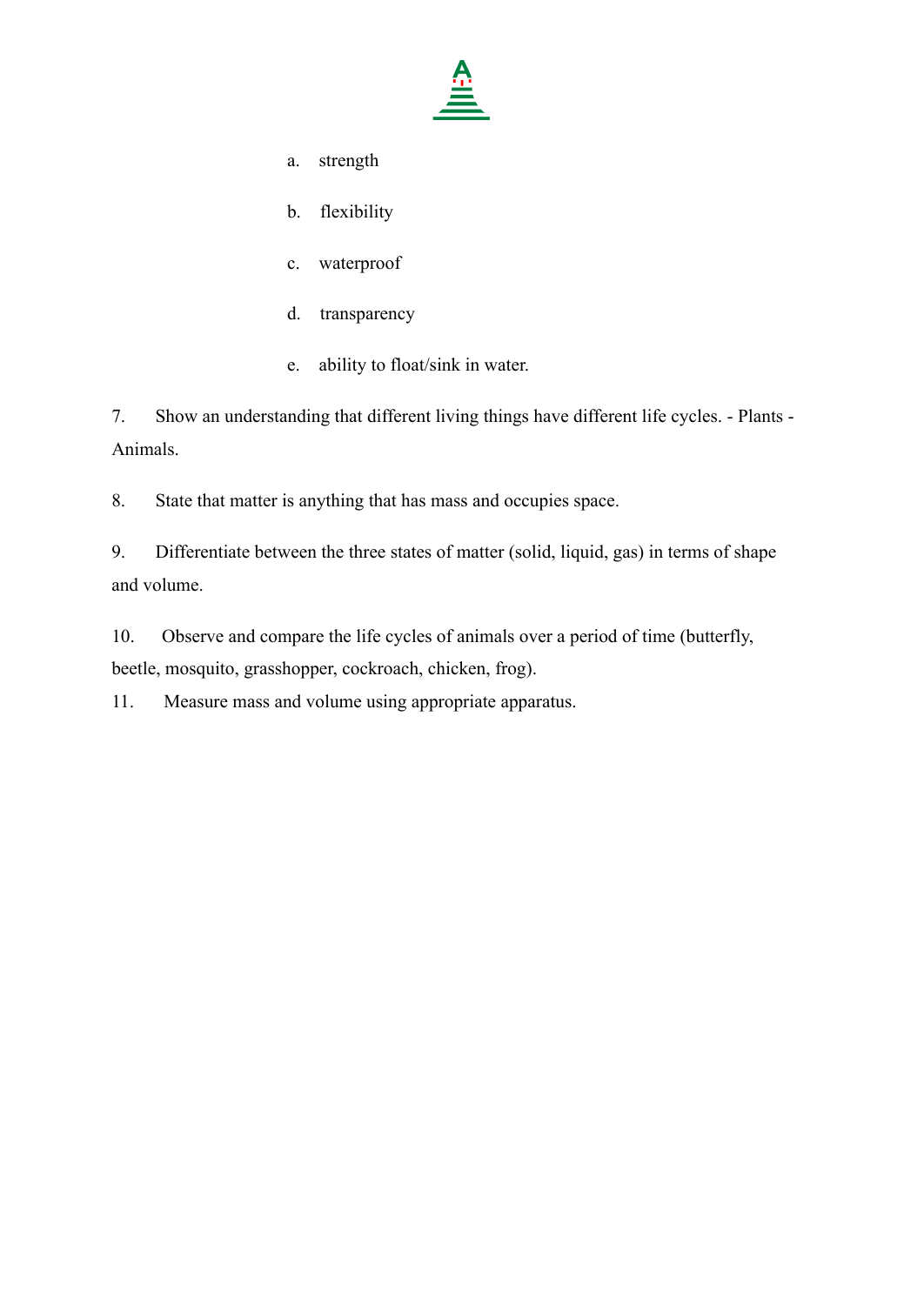a. strength

b. flexibility

c. waterproof

d. transparency

e. ability to float/sink in water.

7. Show an understanding that different living things have different life cycles. - Plants - Animals.

8. State that matter is anything that has mass and occupies space.

9. Differentiate between the three states of matter (solid, liquid, gas) in terms of shape and volume.

10. Observe and compare the life cycles of animals over a period of time (butterfly, beetle, mosquito, grasshopper, cockroach, chicken, frog).

11. Measure mass and volume using appropriate apparatus.